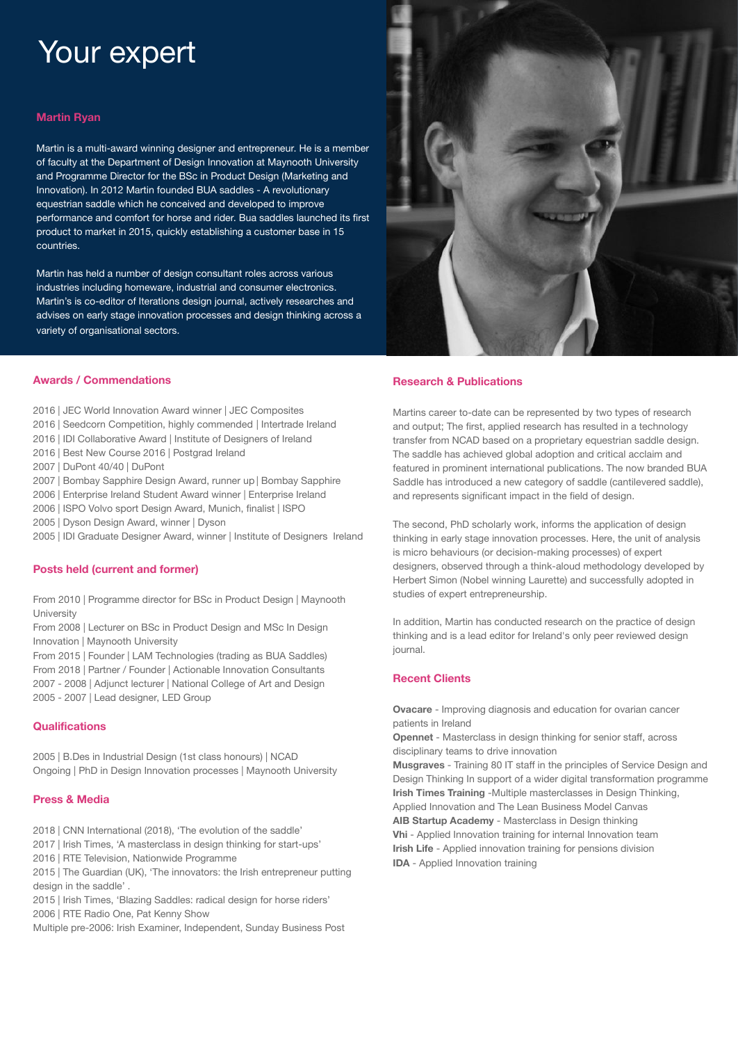# Your expert

## Martin Ryan

Martin is a multi-award winning designer and entrepreneur. He is a member of faculty at the Department of Design Innovation at Maynooth University and Programme Director for the BSc in Product Design (Marketing and Innovation). In 2012 Martin founded BUA saddles - A revolutionary equestrian saddle which he conceived and developed to improve performance and comfort for horse and rider. Bua saddles launched its first product to market in 2015, quickly establishing a customer base in 15 countries.

Martin has held a number of design consultant roles across various industries including homeware, industrial and consumer electronics. Martin's is co-editor of Iterations design journal, actively researches and advises on early stage innovation processes and design thinking across a variety of organisational sectors.

## Awards / Commendations

2016 | JEC World Innovation Award winner | JEC Composites
2016 | Seedcorn Competition, highly commended | Intertrade Ireland
2016 | IDI Collaborative Award | Institute of Designers of Ireland
2016 | Best New Course 2016 | Postgrad Ireland
2007 | DuPont 40/40 | DuPont
2007 | Bombay Sapphire Design Award, runner up | Bombay Sapphire
2006 | Enterprise Ireland Student Award winner | Enterprise Ireland
2006 | ISPO Volvo sport Design Award, Munich, finalist | ISPO
2005 | Dyson Design Award, winner | Dyson
2005 | IDI Graduate Designer Award, winner | Institute of Designers Ireland

## Posts held (current and former)

From 2010 | Programme director for BSc in Product Design | Maynooth University
From 2008 | Lecturer on BSc in Product Design and MSc In Design Innovation | Maynooth University
From 2015 | Founder | LAM Technologies (trading as BUA Saddles)
From 2018 | Partner / Founder | Actionable Innovation Consultants
2007 - 2008 | Adjunct lecturer | National College of Art and Design
2005 - 2007 | Lead designer, LED Group

## Qualifications

2005 | B.Des in Industrial Design (1st class honours) | NCAD
Ongoing | PhD in Design Innovation processes | Maynooth University

## Press & Media

2018 | CNN International (2018), 'The evolution of the saddle'
2017 | Irish Times, 'A masterclass in design thinking for start-ups'
2016 | RTE Television, Nationwide Programme
2015 | The Guardian (UK), 'The innovators: the Irish entrepreneur putting design in the saddle' .
2015 | Irish Times, 'Blazing Saddles: radical design for horse riders'
2006 | RTE Radio One, Pat Kenny Show
Multiple pre-2006: Irish Examiner, Independent, Sunday Business Post

## Research & Publications

Martins career to-date can be represented by two types of research and output; The first, applied research has resulted in a technology transfer from NCAD based on a proprietary equestrian saddle design. The saddle has achieved global adoption and critical acclaim and featured in prominent international publications. The now branded BUA Saddle has introduced a new category of saddle (cantilevered saddle), and represents significant impact in the field of design.

The second, PhD scholarly work, informs the application of design thinking in early stage innovation processes. Here, the unit of analysis is micro behaviours (or decision-making processes) of expert designers, observed through a think-aloud methodology developed by Herbert Simon (Nobel winning Laurette) and successfully adopted in studies of expert entrepreneurship.

In addition, Martin has conducted research on the practice of design thinking and is a lead editor for Ireland's only peer reviewed design journal.

## Recent Clients

**Ovacare** - Improving diagnosis and education for ovarian cancer patients in Ireland
**Opennet** - Masterclass in design thinking for senior staff, across disciplinary teams to drive innovation
**Musgraves** - Training 80 IT staff in the principles of Service Design and Design Thinking In support of a wider digital transformation programme
**Irish Times Training** -Multiple masterclasses in Design Thinking, Applied Innovation and The Lean Business Model Canvas
**AIB Startup Academy** - Masterclass in Design thinking
**Vhi** - Applied Innovation training for internal Innovation team
**Irish Life** - Applied innovation training for pensions division
**IDA** - Applied Innovation training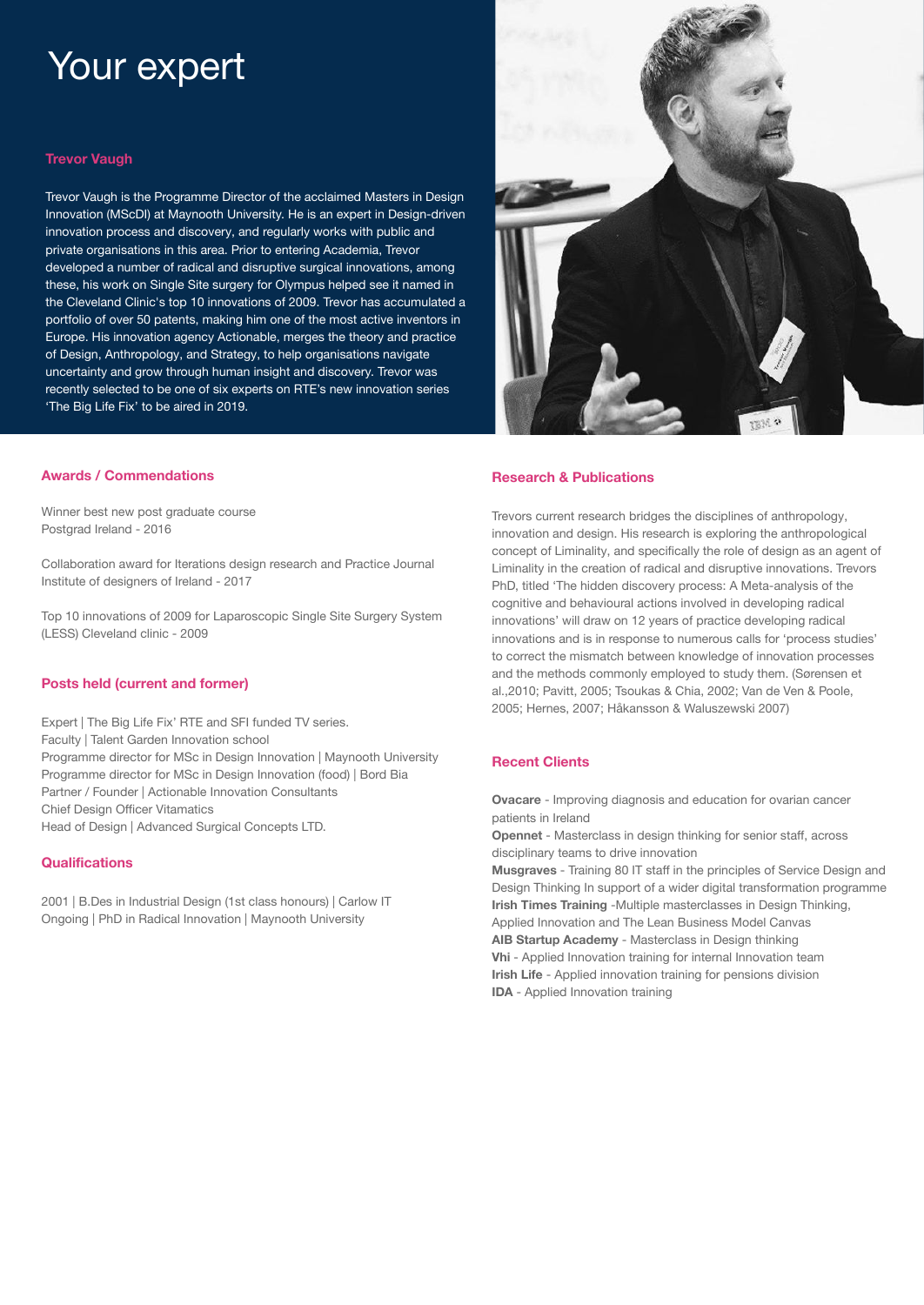# Your expert

## Trevor Vaugh

Trevor Vaugh is the Programme Director of the acclaimed Masters in Design Innovation (MScDI) at Maynooth University. He is an expert in Design-driven innovation process and discovery, and regularly works with public and private organisations in this area. Prior to entering Academia, Trevor developed a number of radical and disruptive surgical innovations, among these, his work on Single Site surgery for Olympus helped see it named in the Cleveland Clinic's top 10 innovations of 2009. Trevor has accumulated a portfolio of over 50 patents, making him one of the most active inventors in Europe. His innovation agency Actionable, merges the theory and practice of Design, Anthropology, and Strategy, to help organisations navigate uncertainty and grow through human insight and discovery. Trevor was recently selected to be one of six experts on RTE's new innovation series 'The Big Life Fix' to be aired in 2019.

## Awards / Commendations

Winner best new post graduate course
Postgrad Ireland - 2016

Collaboration award for Iterations design research and Practice Journal
Institute of designers of Ireland - 2017

Top 10 innovations of 2009 for Laparoscopic Single Site Surgery System (LESS) Cleveland clinic - 2009

## Posts held (current and former)

Expert | The Big Life Fix' RTE and SFI funded TV series.
Faculty | Talent Garden Innovation school
Programme director for MSc in Design Innovation | Maynooth University
Programme director for MSc in Design Innovation (food) | Bord Bia
Partner / Founder | Actionable Innovation Consultants
Chief Design Officer Vitamatics
Head of Design | Advanced Surgical Concepts LTD.

## Qualifications

2001 | B.Des in Industrial Design (1st class honours) | Carlow IT
Ongoing | PhD in Radical Innovation | Maynooth University

## Research & Publications

Trevors current research bridges the disciplines of anthropology, innovation and design. His research is exploring the anthropological concept of Liminality, and specifically the role of design as an agent of Liminality in the creation of radical and disruptive innovations. Trevors PhD, titled 'The hidden discovery process: A Meta-analysis of the cognitive and behavioural actions involved in developing radical innovations' will draw on 12 years of practice developing radical innovations and is in response to numerous calls for 'process studies' to correct the mismatch between knowledge of innovation processes and the methods commonly employed to study them. (Sørensen et al.,2010; Pavitt, 2005; Tsoukas & Chia, 2002; Van de Ven & Poole, 2005; Hernes, 2007; Håkansson & Waluszewski 2007)

## Recent Clients

**Ovacare** - Improving diagnosis and education for ovarian cancer patients in Ireland
**Opennet** - Masterclass in design thinking for senior staff, across disciplinary teams to drive innovation
**Musgraves** - Training 80 IT staff in the principles of Service Design and Design Thinking In support of a wider digital transformation programme
**Irish Times Training** -Multiple masterclasses in Design Thinking, Applied Innovation and The Lean Business Model Canvas
**AIB Startup Academy** - Masterclass in Design thinking
**Vhi** - Applied Innovation training for internal Innovation team
**Irish Life** - Applied innovation training for pensions division
**IDA** - Applied Innovation training